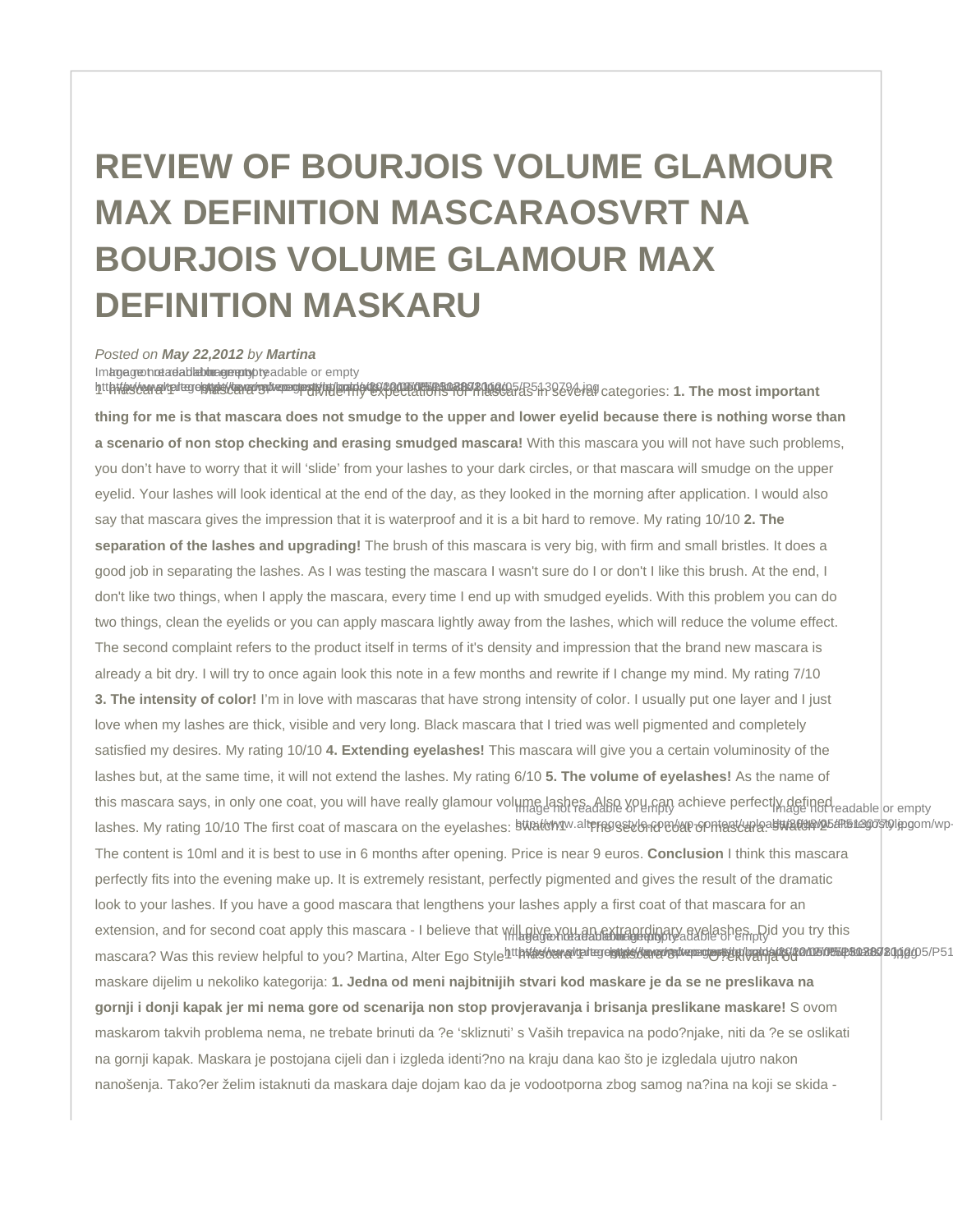# REVIEW OF BOURJOIS VOLUME GLAMOUR MAX DEFINITION MASCARAOSVRT NA BOURJOIS VOLUME GLAMOUR MAX DEFINITION MASKARU

*Posted on* ***May 22,2012*** *by* ***Martina***

1 mascara 1 mascara 3 I divide my expectations for mascaras in several categories: **1. The most important thing for me is that mascara does not smudge to the upper and lower eyelid because there is nothing worse than a scenario of non stop checking and erasing smudged mascara!** With this mascara you will not have such problems, you don't have to worry that it will 'slide' from your lashes to your dark circles, or that mascara will smudge on the upper eyelid. Your lashes will look identical at the end of the day, as they looked in the morning after application. I would also say that mascara gives the impression that it is waterproof and it is a bit hard to remove. My rating 10/10 **2. The separation of the lashes and upgrading!** The brush of this mascara is very big, with firm and small bristles. It does a good job in separating the lashes. As I was testing the mascara I wasn't sure do I or don't I like this brush. At the end, I don't like two things, when I apply the mascara, every time I end up with smudged eyelids. With this problem you can do two things, clean the eyelids or you can apply mascara lightly away from the lashes, which will reduce the volume effect. The second complaint refers to the product itself in terms of it's density and impression that the brand new mascara is already a bit dry. I will try to once again look this note in a few months and rewrite if I change my mind. My rating 7/10 **3. The intensity of color!** I'm in love with mascaras that have strong intensity of color. I usually put one layer and I just love when my lashes are thick, visible and very long. Black mascara that I tried was well pigmented and completely satisfied my desires. My rating 10/10 **4. Extending eyelashes!** This mascara will give you a certain voluminosity of the lashes but, at the same time, it will not extend the lashes. My rating 6/10 **5. The volume of eyelashes!** As the name of this mascara says, in only one coat, you will have really glamour volume lashes. Also you can achieve perfectly defined lashes. My rating 10/10 The first coat of mascara on the eyelashes: Swatch1 The second coat of mascara: Swatch 2 The content is 10ml and it is best to use in 6 months after opening. Price is near 9 euros. **Conclusion** I think this mascara perfectly fits into the evening make up. It is extremely resistant, perfectly pigmented and gives the result of the dramatic look to your lashes. If you have a good mascara that lengthens your lashes apply a first coat of that mascara for an extension, and for second coat apply this mascara - I believe that will give you an extraordinary eyelashes. Did you try this mascara? Was this review helpful to you? Martina, Alter Ego Style 1 mascara 1 mascara 3 O?ekivanja od maskare dijelim u nekoliko kategorija: **1. Jedna od meni najbitnijih stvari kod maskare je da se ne preslikava na gornji i donji kapak jer mi nema gore od scenarija non stop provjeravanja i brisanja preslikane maskare!** S ovom maskarom takvih problema nema, ne trebate brinuti da ?e 'skliznuti' s Vaših trepavica na podo?njake, niti da ?e se oslikati na gornji kapak. Maskara je postojana cijeli dan i izgleda identi?no na kraju dana kao što je izgledala ujutro nakon nanošenja. Tako?er želim istaknuti da maskara daje dojam kao da je vodootporna zbog samog na?ina na koji se skida -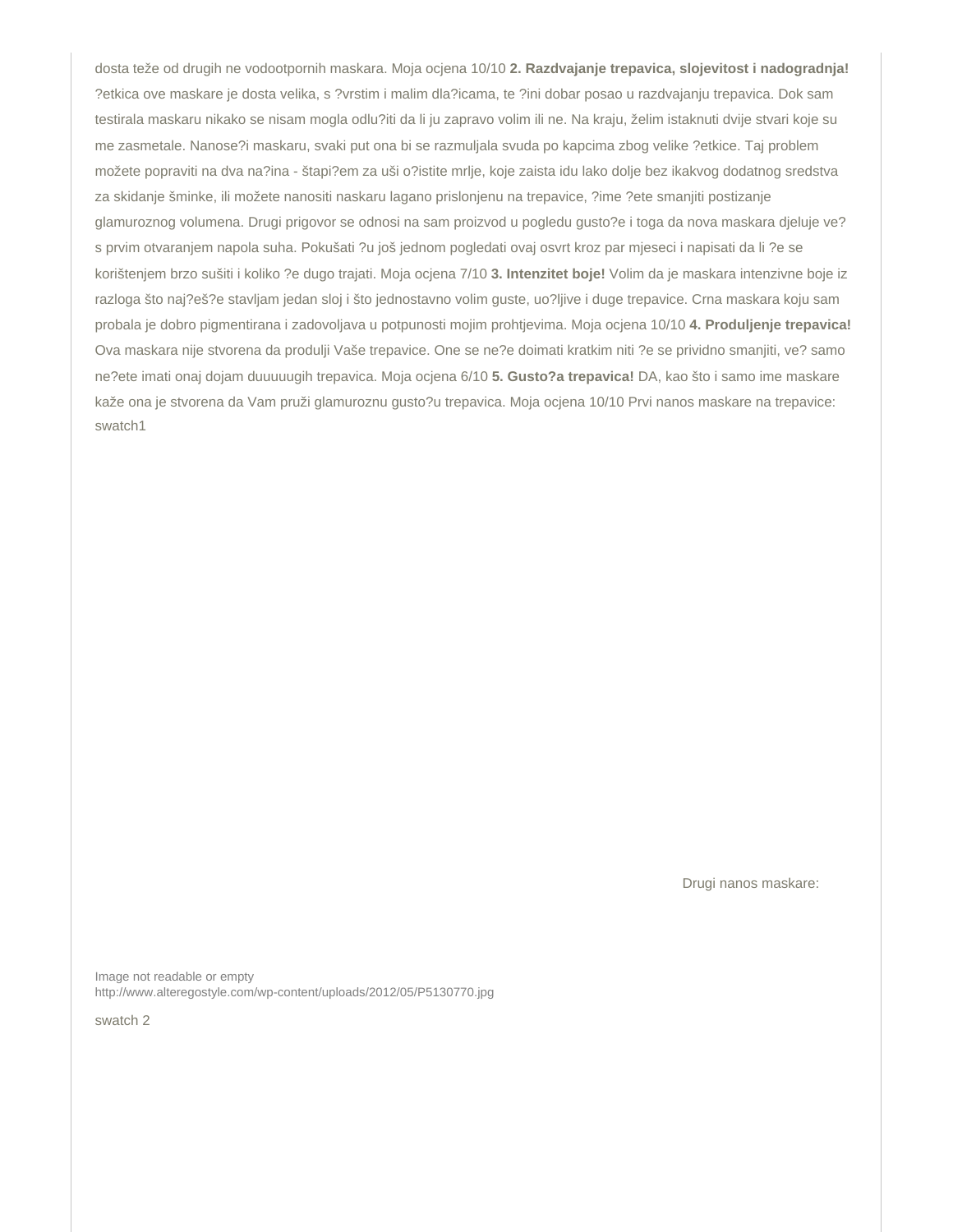dosta teže od drugih ne vodootpornih maskara. Moja ocjena 10/10 **2. Razdvajanje trepavica, slojevitost i nadogradnja!** ?etkica ove maskare je dosta velika, s ?vrstim i malim dla?icama, te ?ini dobar posao u razdvajanju trepavica. Dok sam testirala maskaru nikako se nisam mogla odlu?iti da li ju zapravo volim ili ne. Na kraju, želim istaknuti dvije stvari koje su me zasmetale. Nanose?i maskaru, svaki put ona bi se razmuljala svuda po kapcima zbog velike ?etkice. Taj problem možete popraviti na dva na?ina - štapi?em za uši o?istite mrlje, koje zaista idu lako dolje bez ikakvog dodatnog sredstva za skidanje šminke, ili možete nanositi naskaru lagano prislonjenu na trepavice, ?ime ?ete smanjiti postizanje glamuroznog volumena. Drugi prigovor se odnosi na sam proizvod u pogledu gusto?e i toga da nova maskara djeluje ve? s prvim otvaranjem napola suha. Pokušati ?u još jednom pogledati ovaj osvrt kroz par mjeseci i napisati da li ?e se korištenjem brzo sušiti i koliko ?e dugo trajati. Moja ocjena 7/10 **3. Intenzitet boje!** Volim da je maskara intenzivne boje iz razloga što naj?eš?e stavljam jedan sloj i što jednostavno volim guste, uo?ljive i duge trepavice. Crna maskara koju sam probala je dobro pigmentirana i zadovoljava u potpunosti mojim prohtjevima. Moja ocjena 10/10 **4. Produljenje trepavica!** Ova maskara nije stvorena da produlji Vaše trepavice. One se ne?e doimati kratkim niti ?e se prividno smanjiti, ve? samo ne?ete imati onaj dojam duuuuugih trepavica. Moja ocjena 6/10 **5. Gusto?a trepavica!** DA, kao što i samo ime maskare kaže ona je stvorena da Vam pruži glamuroznu gusto?u trepavica. Moja ocjena 10/10 Prvi nanos maskare na trepavice: swatch1

Drugi nanos maskare:

Image not readable or empty
http://www.alteregostyle.com/wp-content/uploads/2012/05/P5130770.jpg

swatch 2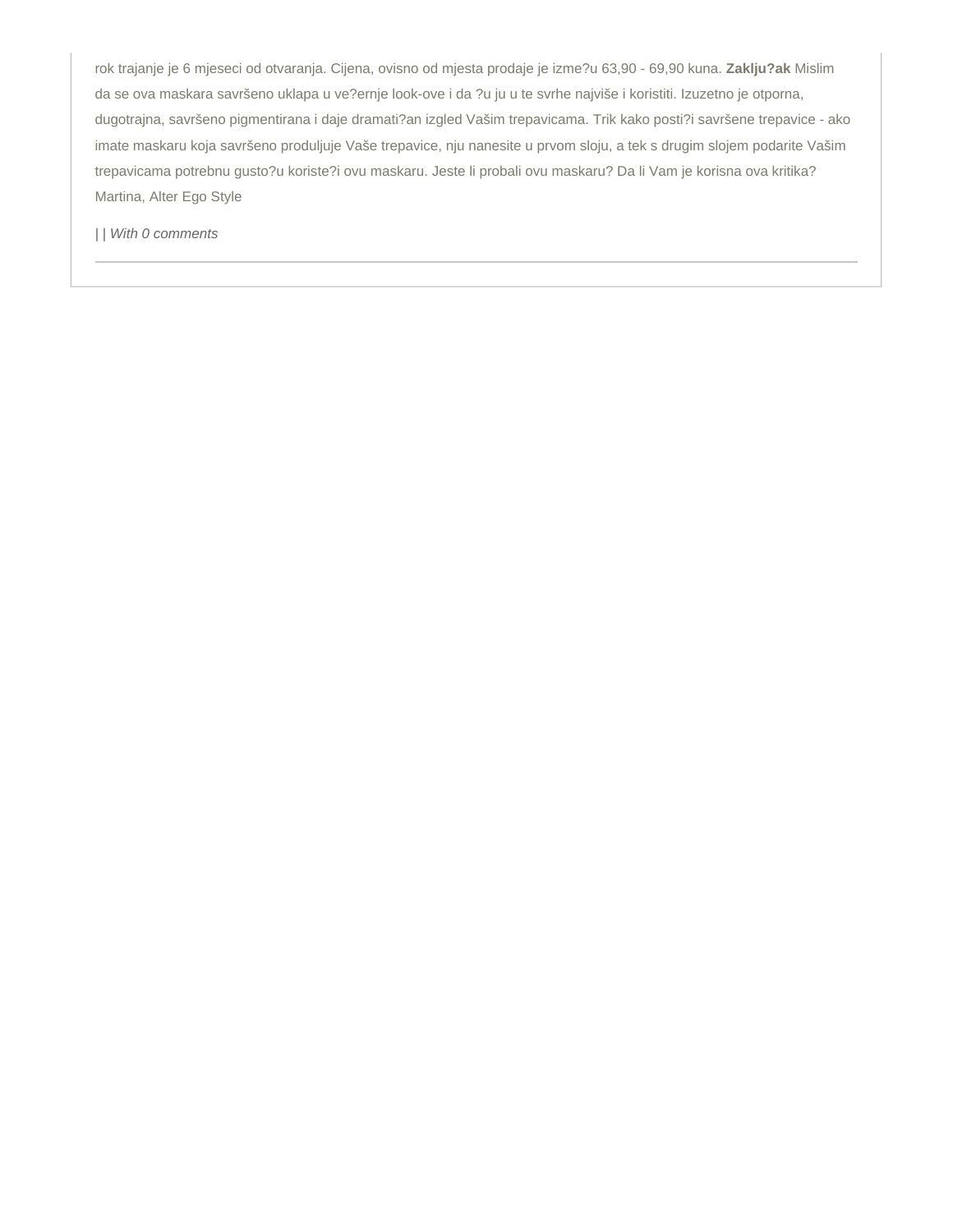rok trajanje je 6 mjeseci od otvaranja. Cijena, ovisno od mjesta prodaje je izme?u 63,90 - 69,90 kuna. **Zaklju?ak** Mislim da se ova maskara savršeno uklapa u ve?ernje look-ove i da ?u ju u te svrhe najviše i koristiti. Izuzetno je otporna, dugotrajna, savršeno pigmentirana i daje dramati?an izgled Vašim trepavicama. Trik kako posti?i savršene trepavice - ako imate maskaru koja savršeno produljuje Vaše trepavice, nju nanesite u prvom sloju, a tek s drugim slojem podarite Vašim trepavicama potrebnu gusto?u koriste?i ovu maskaru. Jeste li probali ovu maskaru? Da li Vam je korisna ova kritika? Martina, Alter Ego Style

| | *With 0 comments*

---